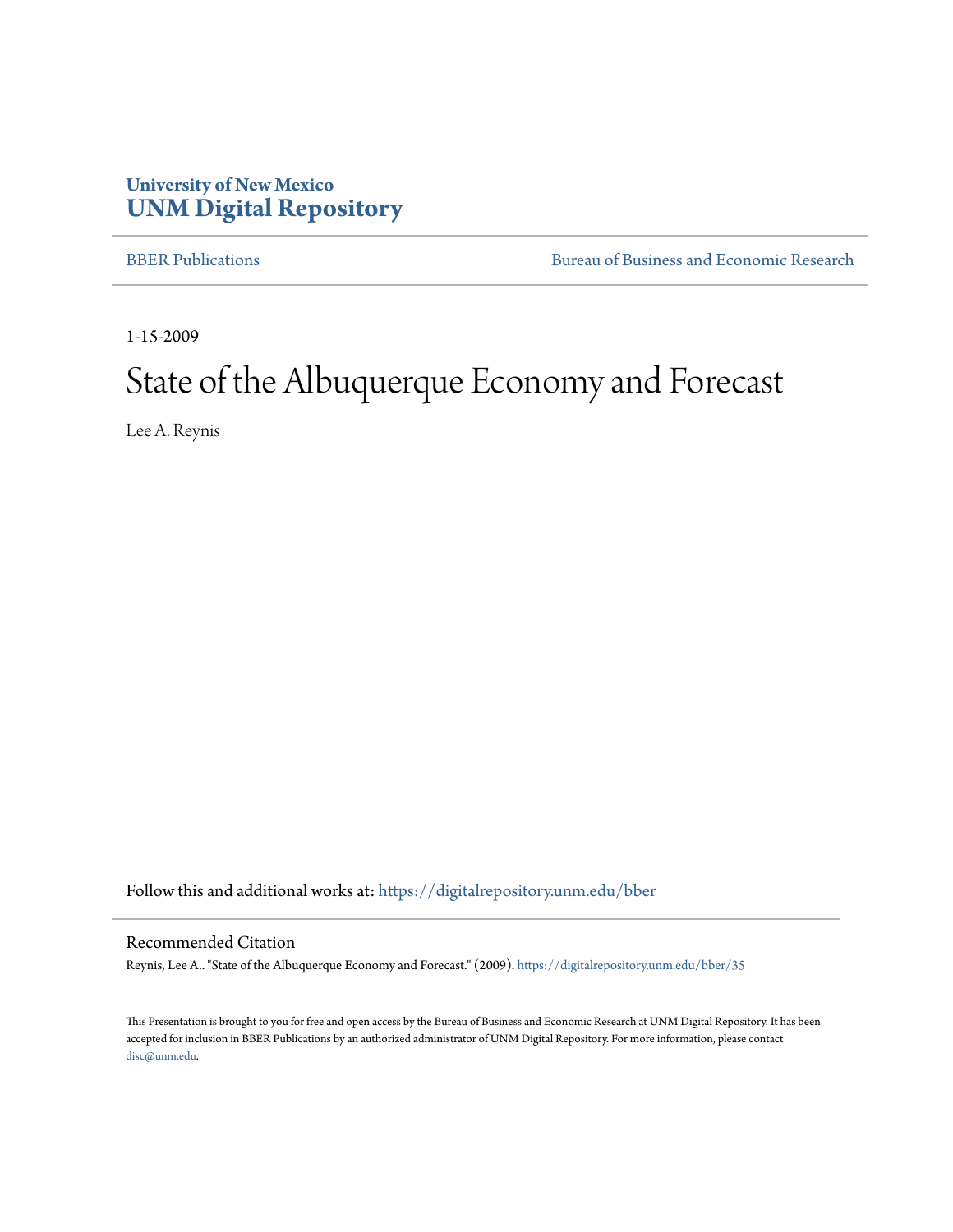University of New Mexico
**UNM Digital Repository**

BBER Publications

Bureau of Business and Economic Research

1-15-2009

# State of the Albuquerque Economy and Forecast

Lee A. Reynis

Follow this and additional works at: https://digitalrepository.unm.edu/bber

## Recommended Citation

Reynis, Lee A.. "State of the Albuquerque Economy and Forecast." (2009). https://digitalrepository.unm.edu/bber/35

This Presentation is brought to you for free and open access by the Bureau of Business and Economic Research at UNM Digital Repository. It has been accepted for inclusion in BBER Publications by an authorized administrator of UNM Digital Repository. For more information, please contact disc@unm.edu.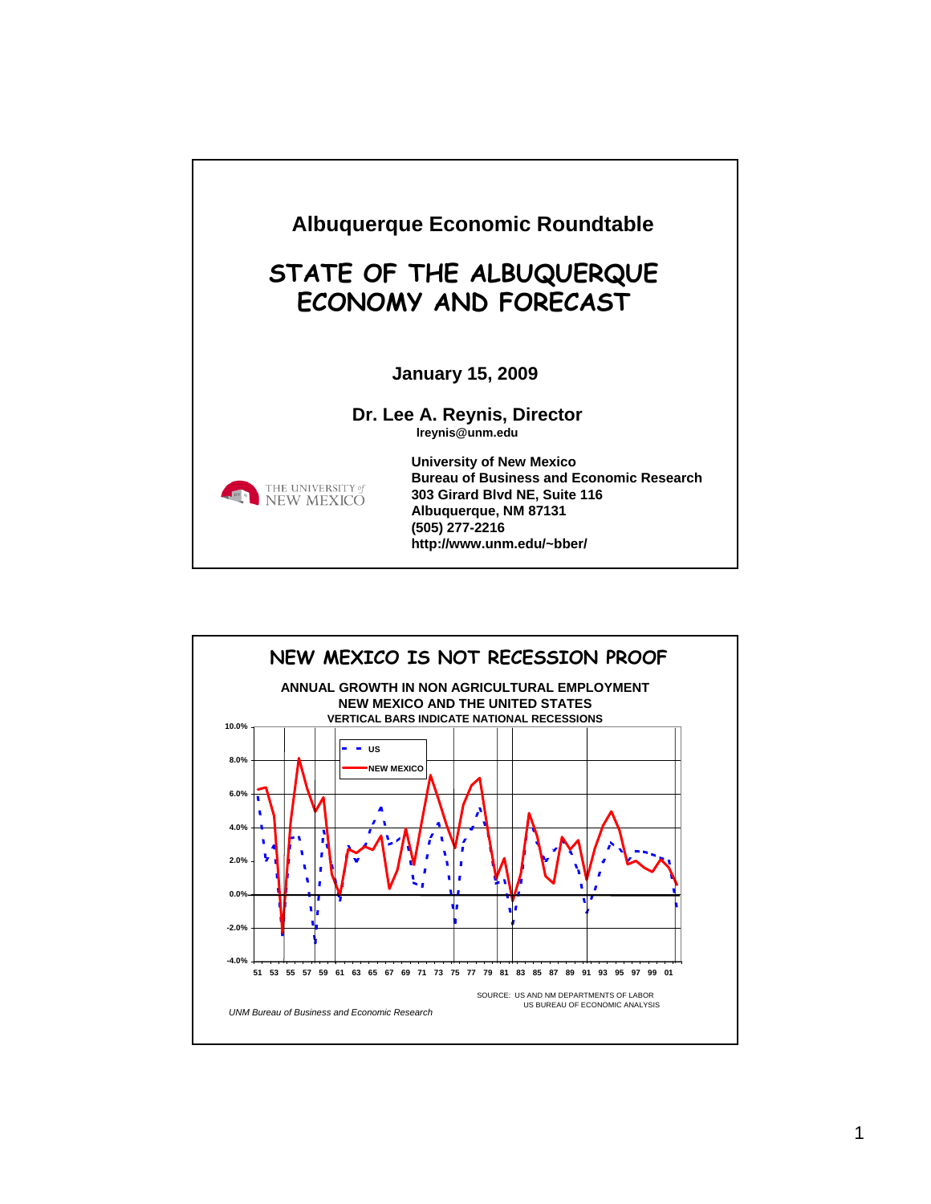# Albuquerque Economic Roundtable

## STATE OF THE ALBUQUERQUE ECONOMY AND FORECAST

**January 15, 2009**

**Dr. Lee A. Reynis, Director**
**lreynis@unm.edu**

THE UNIVERSITY of NEW MEXICO

**University of New Mexico**
**Bureau of Business and Economic Research**
**303 Girard Blvd NE, Suite 116**
**Albuquerque, NM 87131**
**(505) 277-2216**
**http://www.unm.edu/~bber/**

## NEW MEXICO IS NOT RECESSION PROOF

**ANNUAL GROWTH IN NON AGRICULTURAL EMPLOYMENT**
**NEW MEXICO AND THE UNITED STATES**
**VERTICAL BARS INDICATE NATIONAL RECESSIONS**

Legend: US, NEW MEXICO

Y-axis: 10.0%, 8.0%, 6.0%, 4.0%, 2.0%, 0.0%, -2.0%, -4.0%

X-axis: 51 53 55 57 59 61 63 65 67 69 71 73 75 77 79 81 83 85 87 89 91 93 95 97 99 01

SOURCE: US AND NM DEPARTMENTS OF LABOR
US BUREAU OF ECONOMIC ANALYSIS

*UNM Bureau of Business and Economic Research*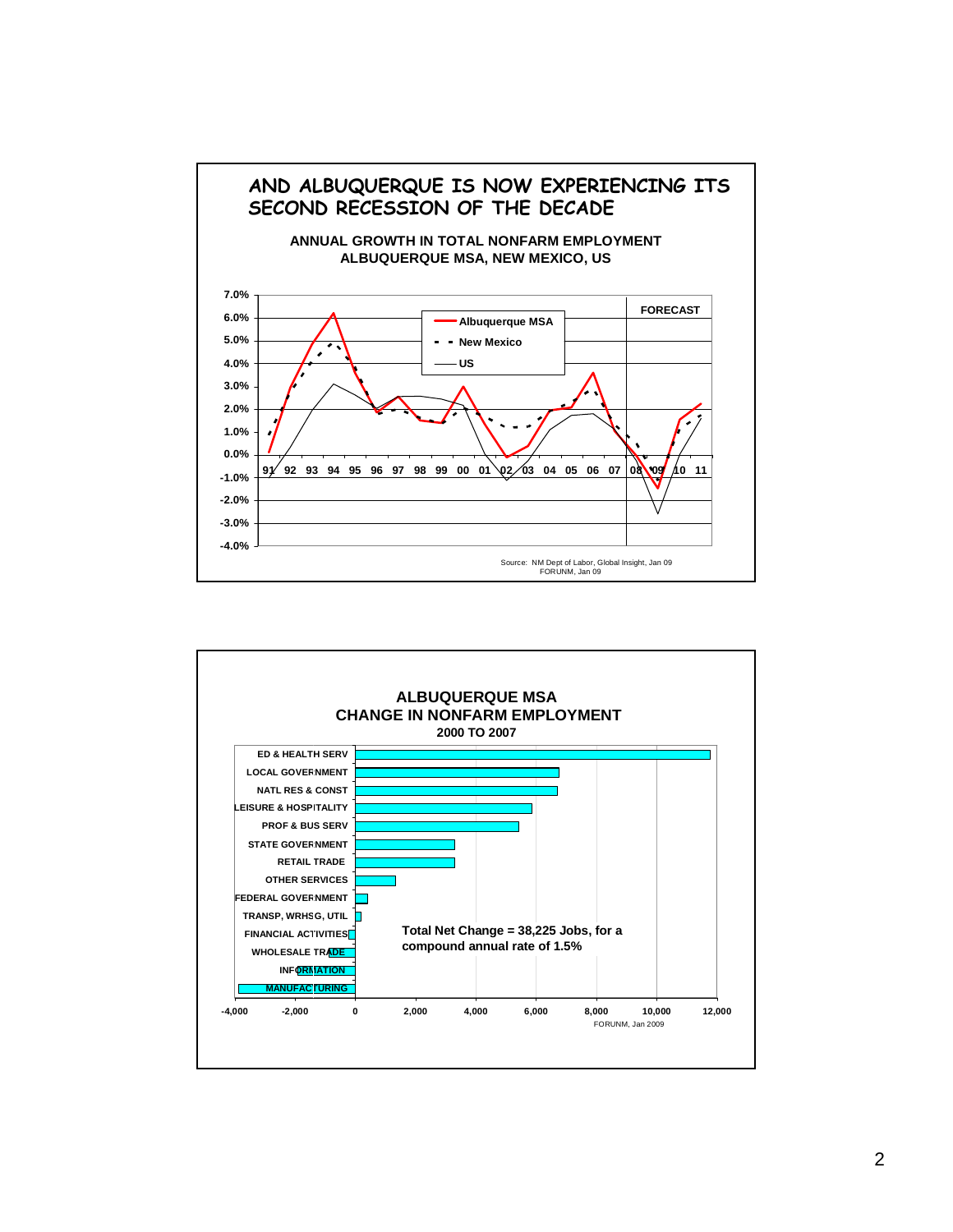## AND ALBUQUERQUE IS NOW EXPERIENCING ITS SECOND RECESSION OF THE DECADE

**ANNUAL GROWTH IN TOTAL NONFARM EMPLOYMENT**
**ALBUQUERQUE MSA, NEW MEXICO, US**

Legend: Albuquerque MSA; New Mexico; US

FORECAST

7.0%, 6.0%, 5.0%, 4.0%, 3.0%, 2.0%, 1.0%, 0.0%, -1.0%, -2.0%, -3.0%, -4.0%

91 92 93 94 95 96 97 98 99 00 01 02 03 04 05 06 07 08 09 10 11

Source: NM Dept of Labor, Global Insight, Jan 09
FORUNM, Jan 09

## ALBUQUERQUE MSA CHANGE IN NONFARM EMPLOYMENT

**2000 TO 2007**

- ED & HEALTH SERV
- LOCAL GOVERNMENT
- NATL RES & CONST
- LEISURE & HOSPITALITY
- PROF & BUS SERV
- STATE GOVERNMENT
- RETAIL TRADE
- OTHER SERVICES
- FEDERAL GOVERNMENT
- TRANSP, WRHSG, UTIL
- FINANCIAL ACTIVITIES
- WHOLESALE TRADE
- INFORMATION
- MANUFACTURING

**Total Net Change = 38,225 Jobs, for a compound annual rate of 1.5%**

-4,000 -2,000 0 2,000 4,000 6,000 8,000 10,000 12,000

FORUNM, Jan 2009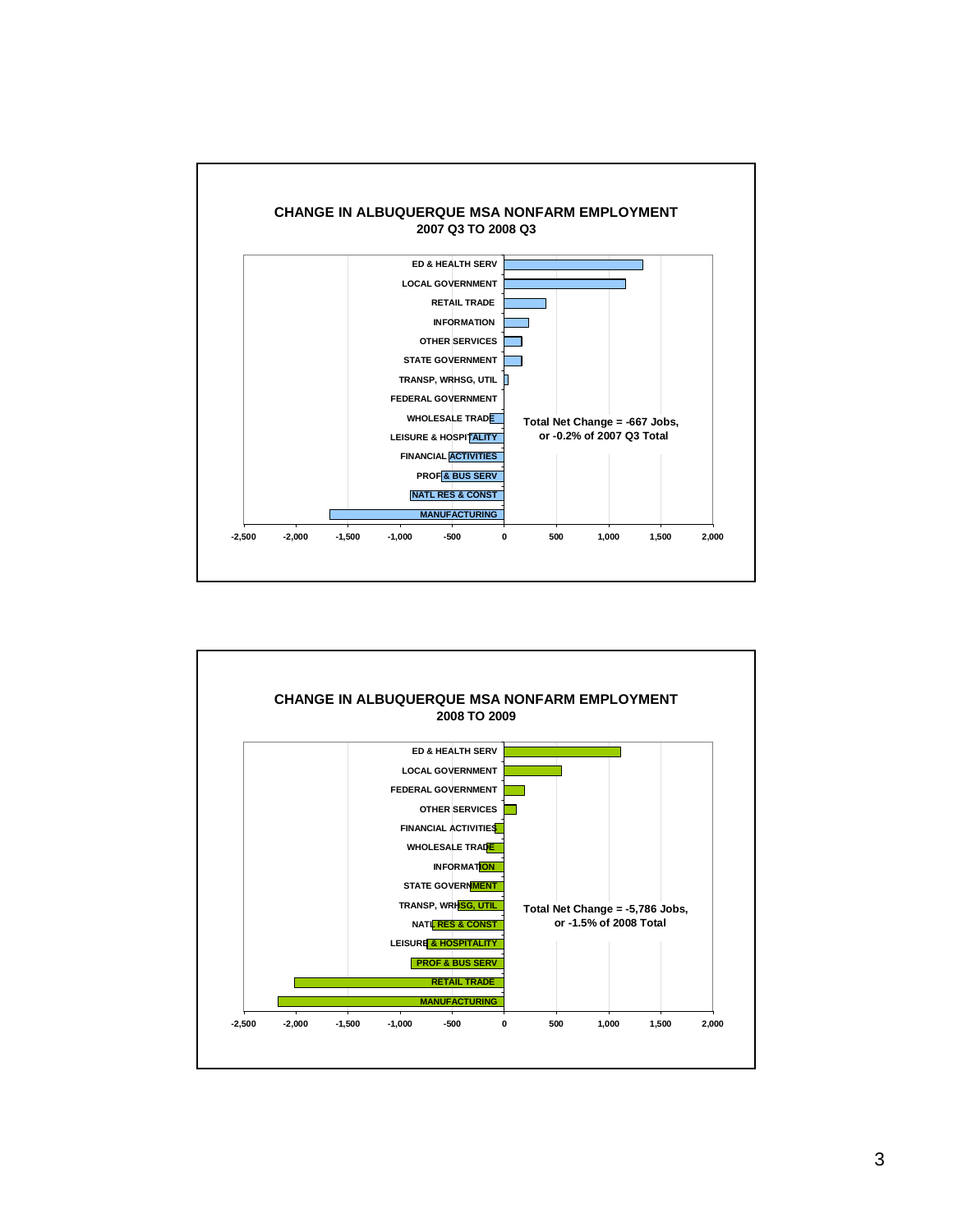## CHANGE IN ALBUQUERQUE MSA NONFARM EMPLOYMENT

### 2007 Q3 TO 2008 Q3

ED & HEALTH SERV
LOCAL GOVERNMENT
RETAIL TRADE
INFORMATION
OTHER SERVICES
STATE GOVERNMENT
TRANSP, WRHSG, UTIL
FEDERAL GOVERNMENT
WHOLESALE TRADE
LEISURE & HOSPITALITY
FINANCIAL ACTIVITIES
PROF & BUS SERV
NATL RES & CONST
MANUFACTURING

-2,500 -2,000 -1,500 -1,000 -500 0 500 1,000 1,500 2,000

**Total Net Change = -667 Jobs, or -0.2% of 2007 Q3 Total**

## CHANGE IN ALBUQUERQUE MSA NONFARM EMPLOYMENT

### 2008 TO 2009

ED & HEALTH SERV
LOCAL GOVERNMENT
FEDERAL GOVERNMENT
OTHER SERVICES
FINANCIAL ACTIVITIES
WHOLESALE TRADE
INFORMATION
STATE GOVERNMENT
TRANSP, WRHSG, UTIL
NATL RES & CONST
LEISURE & HOSPITALITY
PROF & BUS SERV
RETAIL TRADE
MANUFACTURING

-2,500 -2,000 -1,500 -1,000 -500 0 500 1,000 1,500 2,000

**Total Net Change = -5,786 Jobs, or -1.5% of 2008 Total**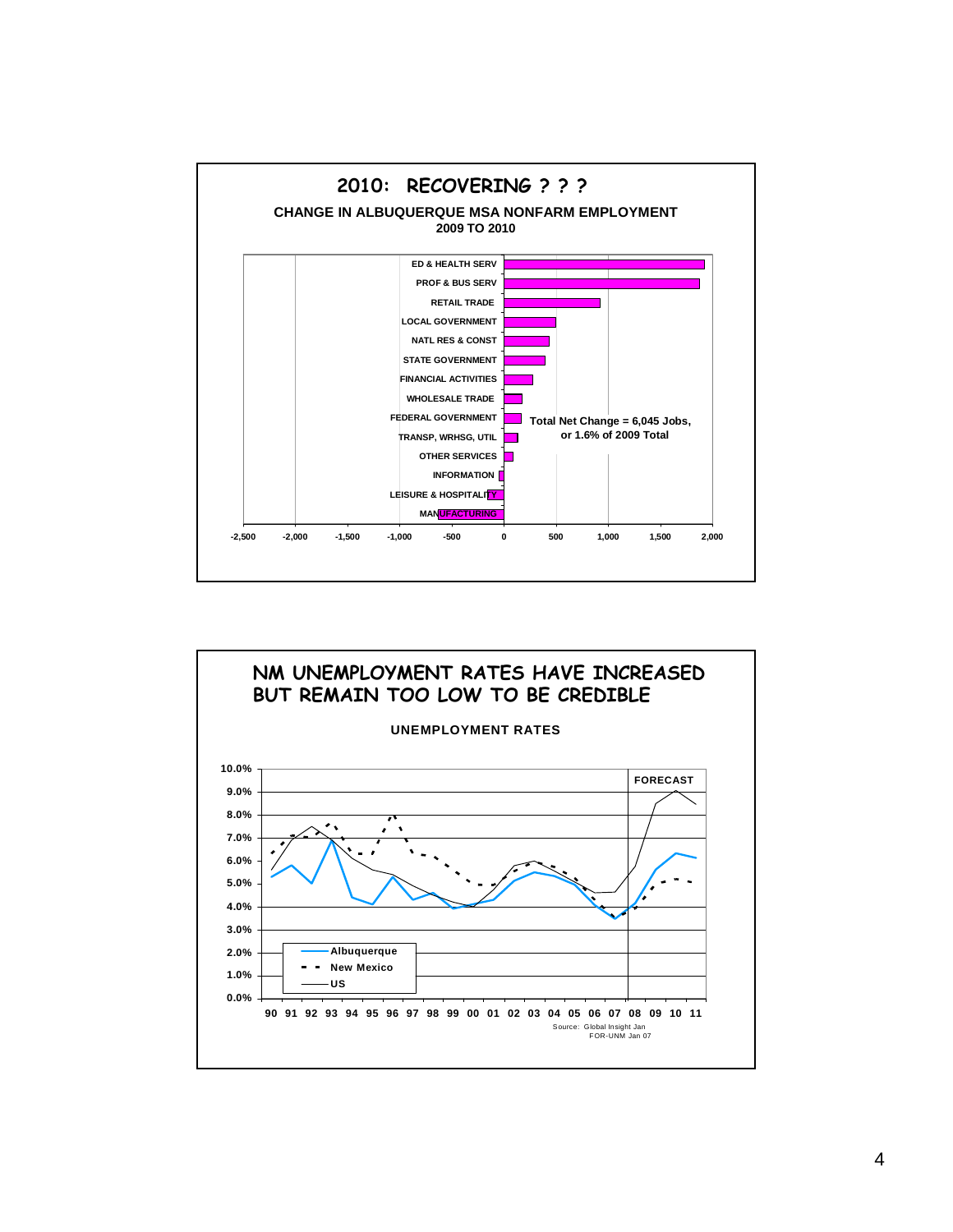## 2010: RECOVERING ? ? ?

**CHANGE IN ALBUQUERQUE MSA NONFARM EMPLOYMENT**
**2009 TO 2010**

ED & HEALTH SERV
PROF & BUS SERV
RETAIL TRADE
LOCAL GOVERNMENT
NATL RES & CONST
STATE GOVERNMENT
FINANCIAL ACTIVITIES
WHOLESALE TRADE
FEDERAL GOVERNMENT
TRANSP, WRHSG, UTIL
OTHER SERVICES
INFORMATION
LEISURE & HOSPITALITY
MANUFACTURING

Total Net Change = 6,045 Jobs, or 1.6% of 2009 Total

-2,500 -2,000 -1,500 -1,000 -500 0 500 1,000 1,500 2,000

## NM UNEMPLOYMENT RATES HAVE INCREASED BUT REMAIN TOO LOW TO BE CREDIBLE

**UNEMPLOYMENT RATES**

FORECAST

Albuquerque
New Mexico
US

10.0% 9.0% 8.0% 7.0% 6.0% 5.0% 4.0% 3.0% 2.0% 1.0% 0.0%

90 91 92 93 94 95 96 97 98 99 00 01 02 03 04 05 06 07 08 09 10 11

Source: Global Insight Jan
FOR-UNM Jan 07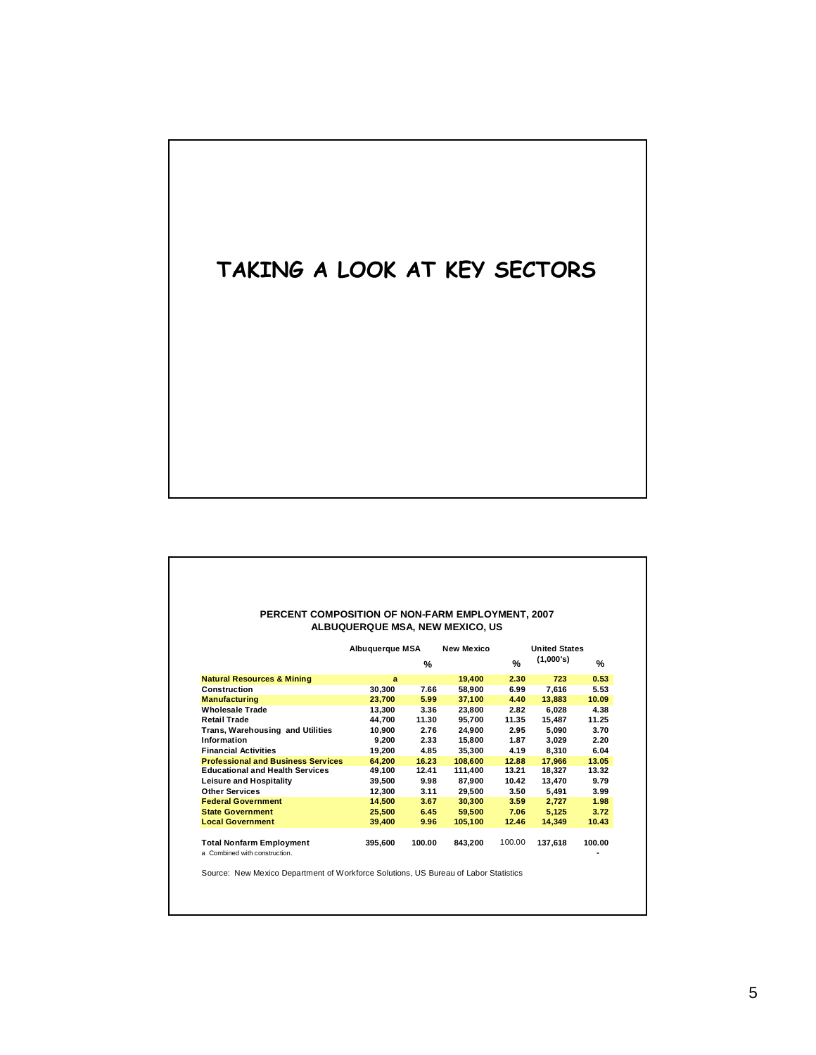# TAKING A LOOK AT KEY SECTORS

**PERCENT COMPOSITION OF NON-FARM EMPLOYMENT, 2007**
**ALBUQUERQUE MSA, NEW MEXICO, US**

| | Albuquerque MSA | % | New Mexico | % | United States (1,000's) | % |
|---|---|---|---|---|---|---|
| **Natural Resources & Mining** | a | | 19,400 | 2.30 | 723 | 0.53 |
| **Construction** | 30,300 | 7.66 | 58,900 | 6.99 | 7,616 | 5.53 |
| **Manufacturing** | 23,700 | 5.99 | 37,100 | 4.40 | 13,883 | 10.09 |
| **Wholesale Trade** | 13,300 | 3.36 | 23,800 | 2.82 | 6,028 | 4.38 |
| **Retail Trade** | 44,700 | 11.30 | 95,700 | 11.35 | 15,487 | 11.25 |
| **Trans, Warehousing and Utilities** | 10,900 | 2.76 | 24,900 | 2.95 | 5,090 | 3.70 |
| **Information** | 9,200 | 2.33 | 15,800 | 1.87 | 3,029 | 2.20 |
| **Financial Activities** | 19,200 | 4.85 | 35,300 | 4.19 | 8,310 | 6.04 |
| **Professional and Business Services** | 64,200 | 16.23 | 108,600 | 12.88 | 17,966 | 13.05 |
| **Educational and Health Services** | 49,100 | 12.41 | 111,400 | 13.21 | 18,327 | 13.32 |
| **Leisure and Hospitality** | 39,500 | 9.98 | 87,900 | 10.42 | 13,470 | 9.79 |
| **Other Services** | 12,300 | 3.11 | 29,500 | 3.50 | 5,491 | 3.99 |
| **Federal Government** | 14,500 | 3.67 | 30,300 | 3.59 | 2,727 | 1.98 |
| **State Government** | 25,500 | 6.45 | 59,500 | 7.06 | 5,125 | 3.72 |
| **Local Government** | 39,400 | 9.96 | 105,100 | 12.46 | 14,349 | 10.43 |
| **Total Nonfarm Employment** | 395,600 | 100.00 | 843,200 | 100.00 | 137,618 | 100.00 |

a Combined with construction.

Source: New Mexico Department of Workforce Solutions, US Bureau of Labor Statistics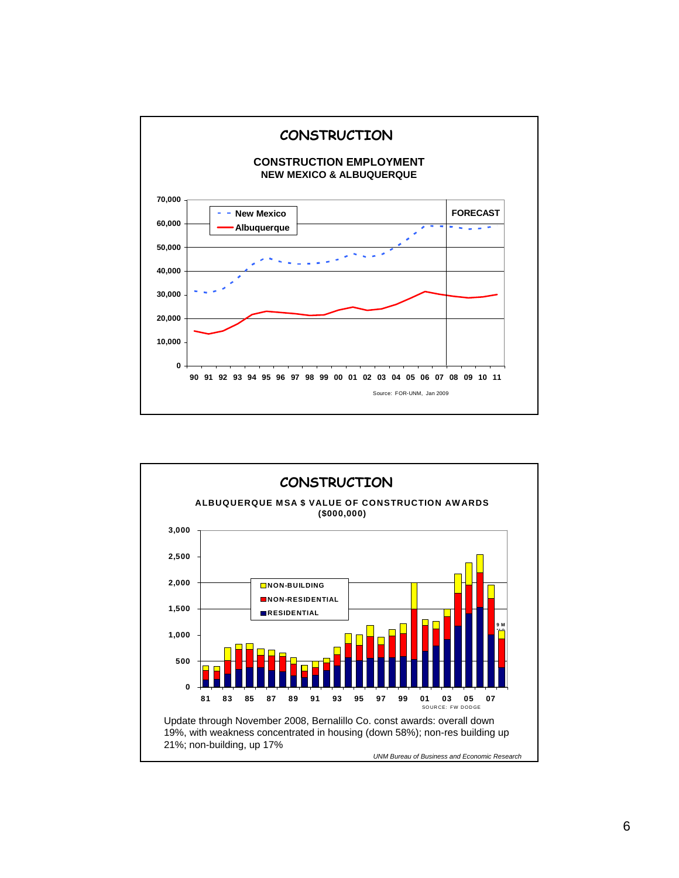## CONSTRUCTION

### CONSTRUCTION EMPLOYMENT
**NEW MEXICO & ALBUQUERQUE**

70,000
60,000
50,000
40,000
30,000
20,000
10,000
0

- - New Mexico
— Albuquerque

FORECAST

90 91 92 93 94 95 96 97 98 99 00 01 02 03 04 05 06 07 08 09 10 11

Source: FOR-UNM, Jan 2009

## CONSTRUCTION

### ALBUQUERQUE MSA $ VALUE OF CONSTRUCTION AWARDS
**($000,000)**

3,000
2,500
2,000
1,500
1,000
500
0

NON-BUILDING
NON-RESIDENTIAL
RESIDENTIAL

9 M

81 83 85 87 89 91 93 95 97 99 01 03 05 07

SOURCE: FW DODGE

Update through November 2008, Bernalillo Co. const awards: overall down 19%, with weakness concentrated in housing (down 58%); non-res building up 21%; non-building, up 17%

*UNM Bureau of Business and Economic Research*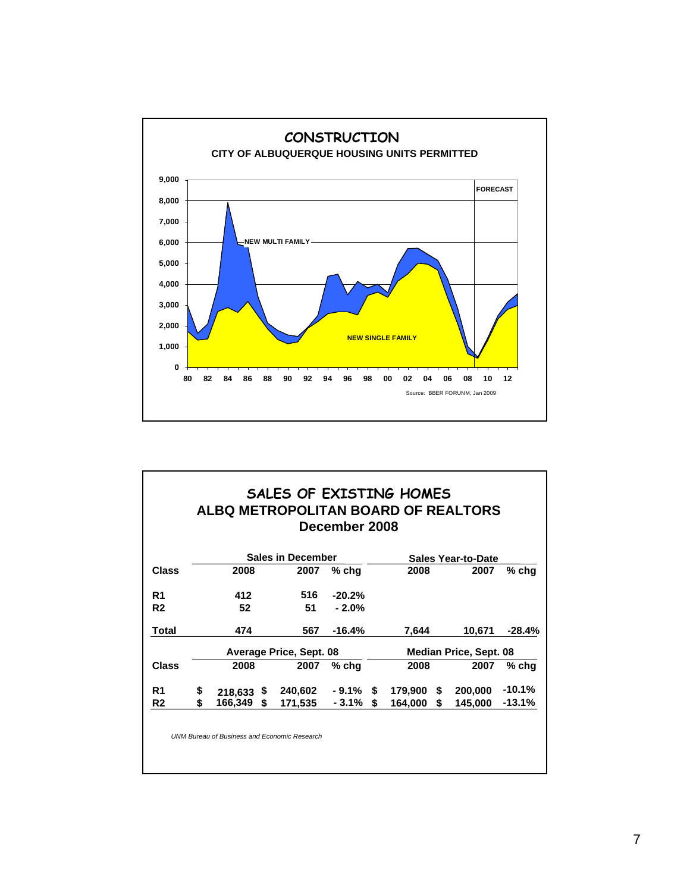## CONSTRUCTION

**CITY OF ALBUQUERQUE HOUSING UNITS PERMITTED**

NEW MULTI FAMILY

NEW SINGLE FAMILY

FORECAST

Source: BBER FORUNM, Jan 2009

## SALES OF EXISTING HOMES

### ALBQ METROPOLITAN BOARD OF REALTORS

### December 2008

| Class | Sales in December | | | Sales Year-to-Date | | |
|---|---|---|---|---|---|---|
| | 2008 | 2007 | % chg | 2008 | 2007 | % chg |
| R1 | 412 | 516 | -20.2% | | | |
| R2 | 52 | 51 | - 2.0% | | | |
| Total | 474 | 567 | -16.4% | 7,644 | 10,671 | -28.4% |

| Class | Average Price, Sept. 08 | | | Median Price, Sept. 08 | | |
|---|---|---|---|---|---|---|
| | 2008 | 2007 | % chg | 2008 | 2007 | % chg |
| R1 | $ 218,633 | $ 240,602 | - 9.1% | $ 179,900 | $ 200,000 | -10.1% |
| R2 | $ 166,349 | $ 171,535 | - 3.1% | $ 164,000 | $ 145,000 | -13.1% |

*UNM Bureau of Business and Economic Research*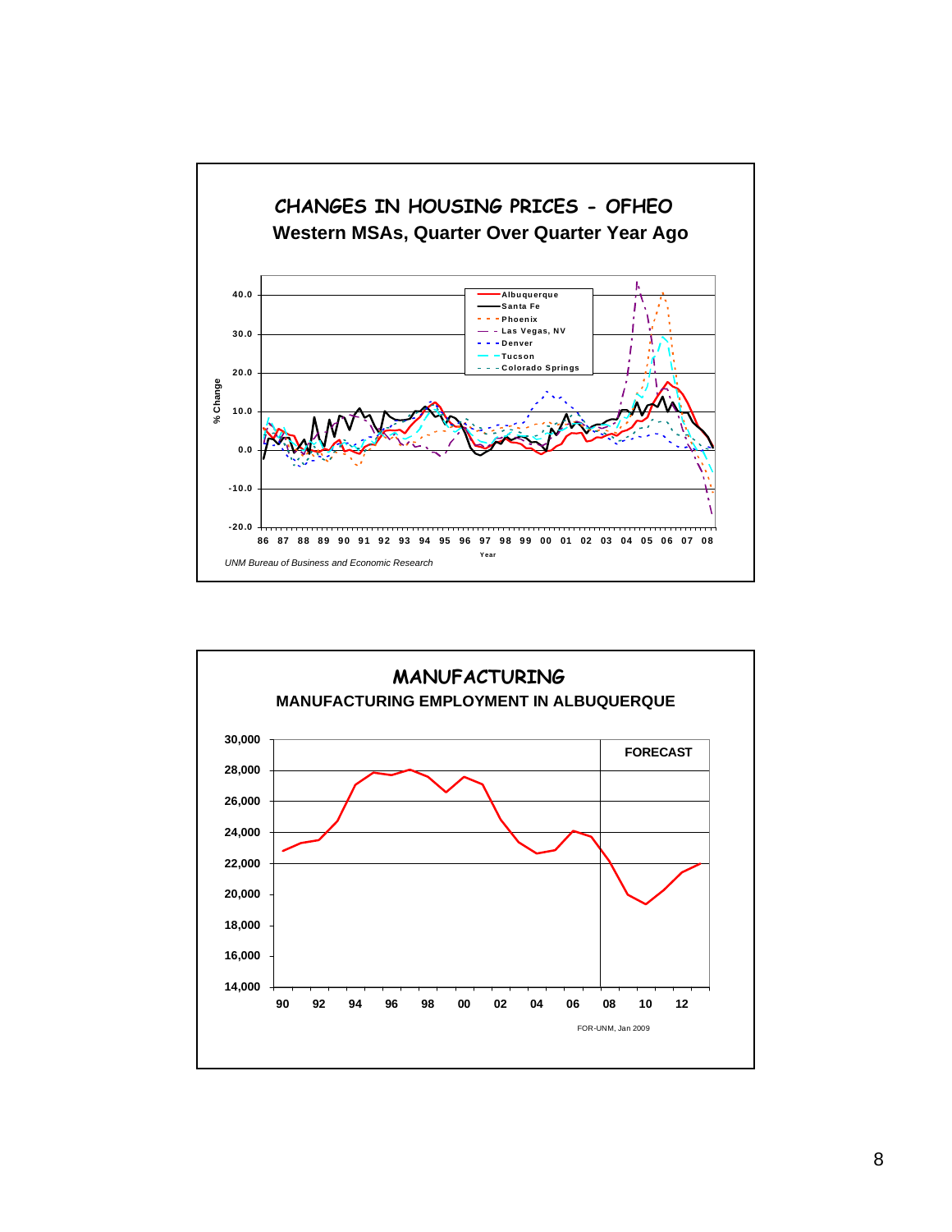## CHANGES IN HOUSING PRICES - OFHEO

### Western MSAs, Quarter Over Quarter Year Ago

% Change

Albuquerque
Santa Fe
Phoenix
Las Vegas, NV
Denver
Tucson
Colorado Springs

40.0
30.0
20.0
10.0
0.0
-10.0
-20.0

86 87 88 89 90 91 92 93 94 95 96 97 98 99 00 01 02 03 04 05 06 07 08

Year

*UNM Bureau of Business and Economic Research*

## MANUFACTURING

### MANUFACTURING EMPLOYMENT IN ALBUQUERQUE

FORECAST

30,000
28,000
26,000
24,000
22,000
20,000
18,000
16,000
14,000

90 92 94 96 98 00 02 04 06 08 10 12

FOR-UNM, Jan 2009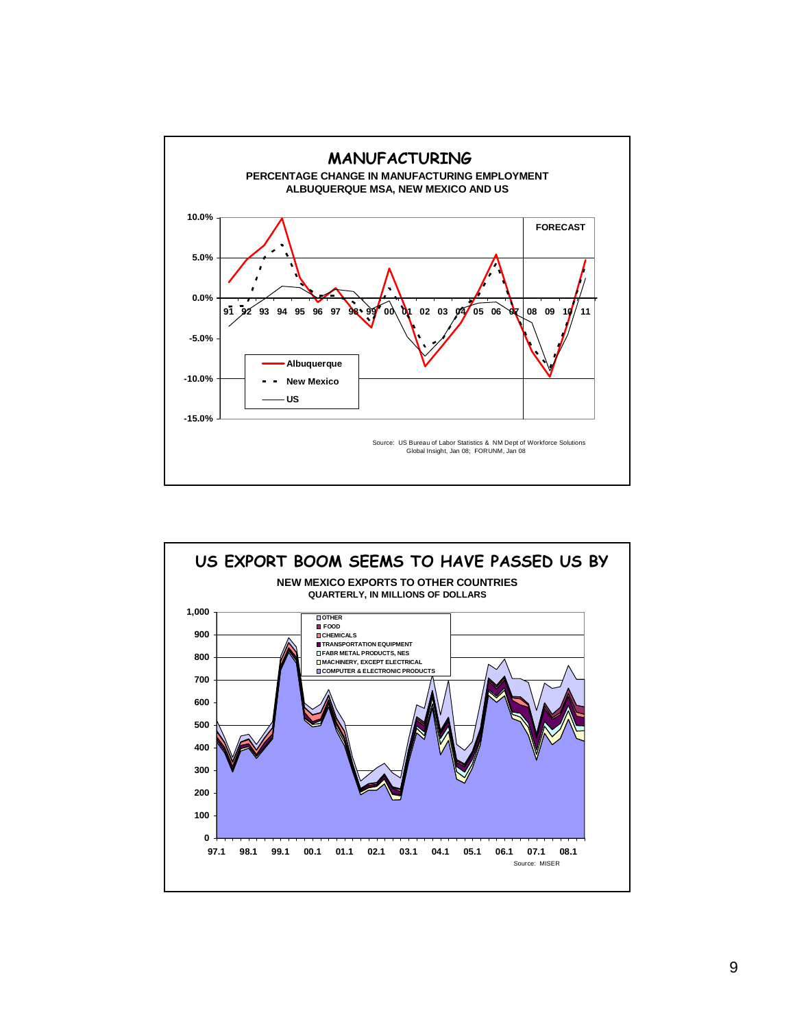## MANUFACTURING

**PERCENTAGE CHANGE IN MANUFACTURING EMPLOYMENT**
**ALBUQUERQUE MSA, NEW MEXICO AND US**

FORECAST

- Albuquerque
- New Mexico
- US

Source: US Bureau of Labor Statistics & NM Dept of Workforce Solutions
Global Insight, Jan 08; FORUNM, Jan 08

## US EXPORT BOOM SEEMS TO HAVE PASSED US BY

**NEW MEXICO EXPORTS TO OTHER COUNTRIES**
**QUARTERLY, IN MILLIONS OF DOLLARS**

- OTHER
- FOOD
- CHEMICALS
- TRANSPORTATION EQUIPMENT
- FABR METAL PRODUCTS, NES
- MACHINERY, EXCEPT ELECTRICAL
- COMPUTER & ELECTRONIC PRODUCTS

Source: MISER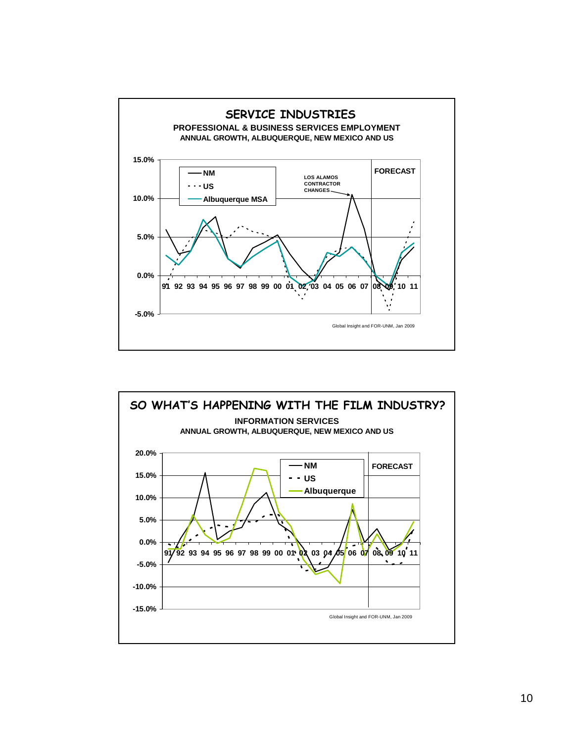## SERVICE INDUSTRIES

**PROFESSIONAL & BUSINESS SERVICES EMPLOYMENT**
**ANNUAL GROWTH, ALBUQUERQUE, NEW MEXICO AND US**

Legend: NM; US; Albuquerque MSA

FORECAST

LOS ALAMOS CONTRACTOR CHANGES

Y-axis: 15.0%, 10.0%, 5.0%, 0.0%, -5.0%

X-axis: 91 92 93 94 95 96 97 98 99 00 01 02 03 04 05 06 07 08 09 10 11

Global Insight and FOR-UNM, Jan 2009

## SO WHAT'S HAPPENING WITH THE FILM INDUSTRY?

**INFORMATION SERVICES**
**ANNUAL GROWTH, ALBUQUERQUE, NEW MEXICO AND US**

Legend: NM; US; Albuquerque

FORECAST

Y-axis: 20.0%, 15.0%, 10.0%, 5.0%, 0.0%, -5.0%, -10.0%, -15.0%

X-axis: 91 92 93 94 95 96 97 98 99 00 01 02 03 04 05 06 07 08 09 10 11

Global Insight and FOR-UNM, Jan 2009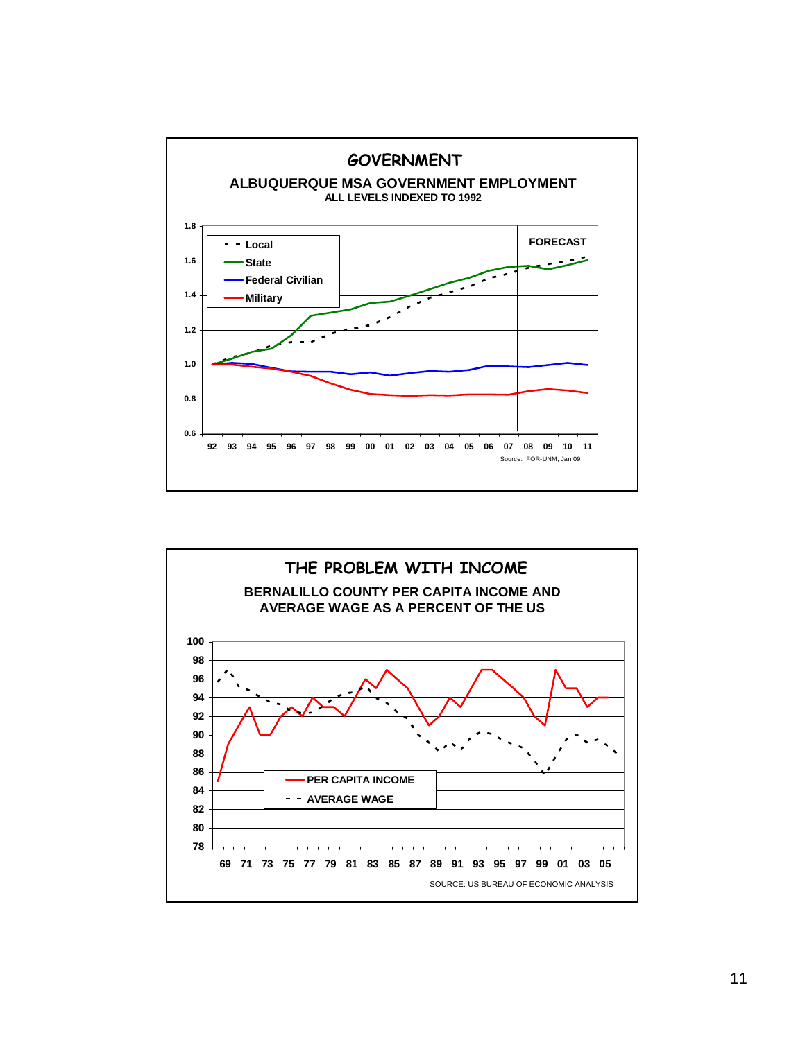## GOVERNMENT

### ALBUQUERQUE MSA GOVERNMENT EMPLOYMENT

ALL LEVELS INDEXED TO 1992

Legend: Local, State, Federal Civilian, Military

FORECAST

Source: FOR-UNM, Jan 09

## THE PROBLEM WITH INCOME

### BERNALILLO COUNTY PER CAPITA INCOME AND AVERAGE WAGE AS A PERCENT OF THE US

Legend: PER CAPITA INCOME, AVERAGE WAGE

SOURCE: US BUREAU OF ECONOMIC ANALYSIS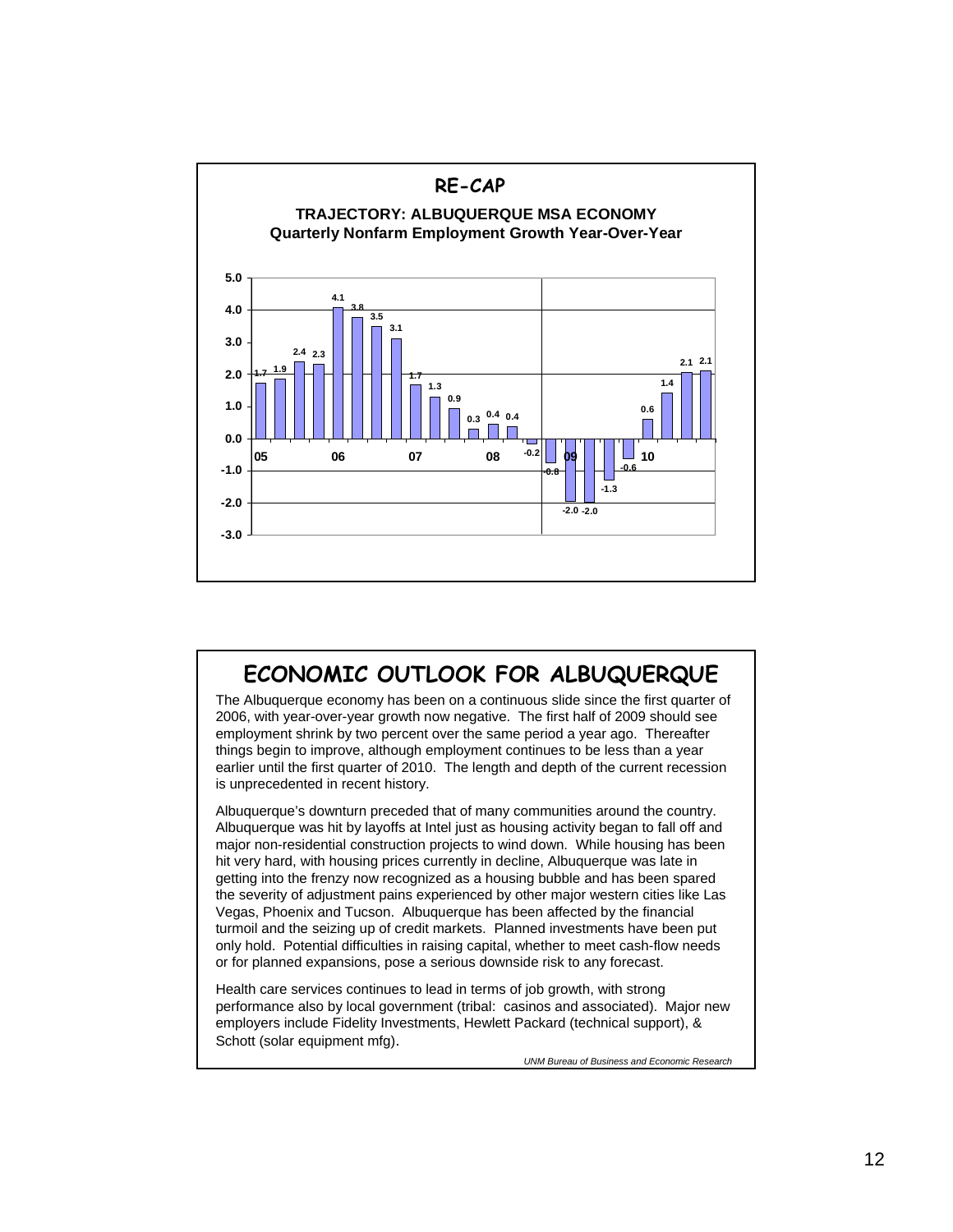## RE-CAP

**TRAJECTORY: ALBUQUERQUE MSA ECONOMY**
**Quarterly Nonfarm Employment Growth Year-Over-Year**

5.0
4.0
3.0
2.0
1.0
0.0
-1.0
-2.0
-3.0

1.7 1.9 2.4 2.3 4.1 3.8 3.5 3.1 1.7 1.3 0.9 0.3 0.4 0.4 -0.2 -0.8 -2.0 -2.0 -1.3 -0.6 0.6 1.4 2.1 2.1

05 06 07 08 09 10

## ECONOMIC OUTLOOK FOR ALBUQUERQUE

The Albuquerque economy has been on a continuous slide since the first quarter of 2006, with year-over-year growth now negative. The first half of 2009 should see employment shrink by two percent over the same period a year ago. Thereafter things begin to improve, although employment continues to be less than a year earlier until the first quarter of 2010. The length and depth of the current recession is unprecedented in recent history.

Albuquerque's downturn preceded that of many communities around the country. Albuquerque was hit by layoffs at Intel just as housing activity began to fall off and major non-residential construction projects to wind down. While housing has been hit very hard, with housing prices currently in decline, Albuquerque was late in getting into the frenzy now recognized as a housing bubble and has been spared the severity of adjustment pains experienced by other major western cities like Las Vegas, Phoenix and Tucson. Albuquerque has been affected by the financial turmoil and the seizing up of credit markets. Planned investments have been put only hold. Potential difficulties in raising capital, whether to meet cash-flow needs or for planned expansions, pose a serious downside risk to any forecast.

Health care services continues to lead in terms of job growth, with strong performance also by local government (tribal: casinos and associated). Major new employers include Fidelity Investments, Hewlett Packard (technical support), & Schott (solar equipment mfg).

*UNM Bureau of Business and Economic Research*